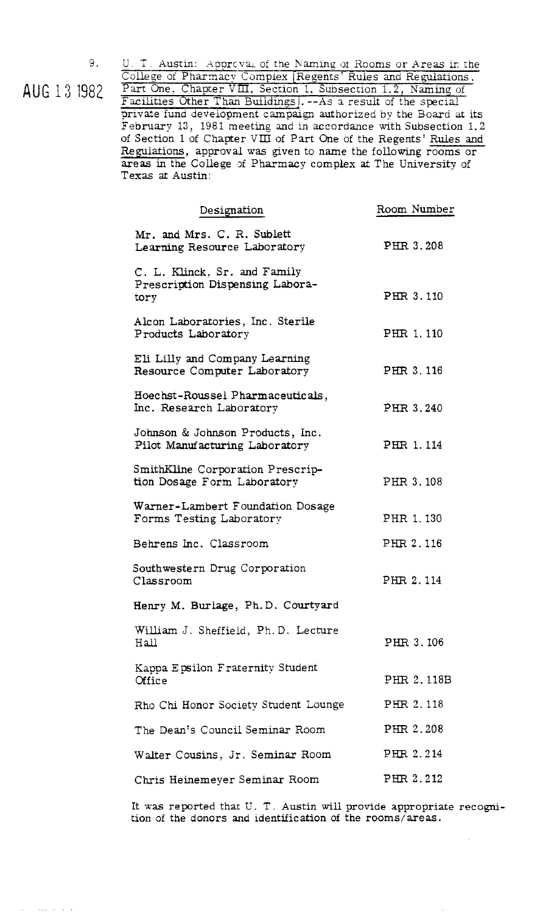AUG 13 1982

9. U. T. Austin: Approval of the Naming of Rooms or Areas in the College of Pharmacy Complex [Regents' Rules and Regulations, Part One, Chapter VIII, Section 1, Subsection 1.2, Naming of Facilities Other Than Buildings]. --As a result of the special private fund development campaign authorized by the Board at its February 13, 1981 meeting and in accordance with Subsection 1.2 of Section 1 of Chapter VIII of Part One of the Regents' Rules and Regulations, approval was given to name the following rooms or areas in the College of Pharmacy complex at The University of Texas at Austin:

| Designation | Room Number |
|---|---|
| Mr. and Mrs. C. R. Sublett Learning Resource Laboratory | PHR 3.208 |
| C. L. Klinck, Sr. and Family Prescription Dispensing Laboratory | PHR 3.110 |
| Alcon Laboratories, Inc. Sterile Products Laboratory | PHR 1.110 |
| Eli Lilly and Company Learning Resource Computer Laboratory | PHR 3.116 |
| Hoechst-Roussel Pharmaceuticals, Inc. Research Laboratory | PHR 3.240 |
| Johnson & Johnson Products, Inc. Pilot Manufacturing Laboratory | PHR 1.114 |
| SmithKline Corporation Prescription Dosage Form Laboratory | PHR 3.108 |
| Warner-Lambert Foundation Dosage Forms Testing Laboratory | PHR 1.130 |
| Behrens Inc. Classroom | PHR 2.116 |
| Southwestern Drug Corporation Classroom | PHR 2.114 |
| Henry M. Burlage, Ph.D. Courtyard | |
| William J. Sheffield, Ph.D. Lecture Hall | PHR 3.106 |
| Kappa Epsilon Fraternity Student Office | PHR 2.118B |
| Rho Chi Honor Society Student Lounge | PHR 2.118 |
| The Dean's Council Seminar Room | PHR 2.208 |
| Walter Cousins, Jr. Seminar Room | PHR 2.214 |
| Chris Heinemeyer Seminar Room | PHR 2.212 |

It was reported that U. T. Austin will provide appropriate recognition of the donors and identification of the rooms/areas.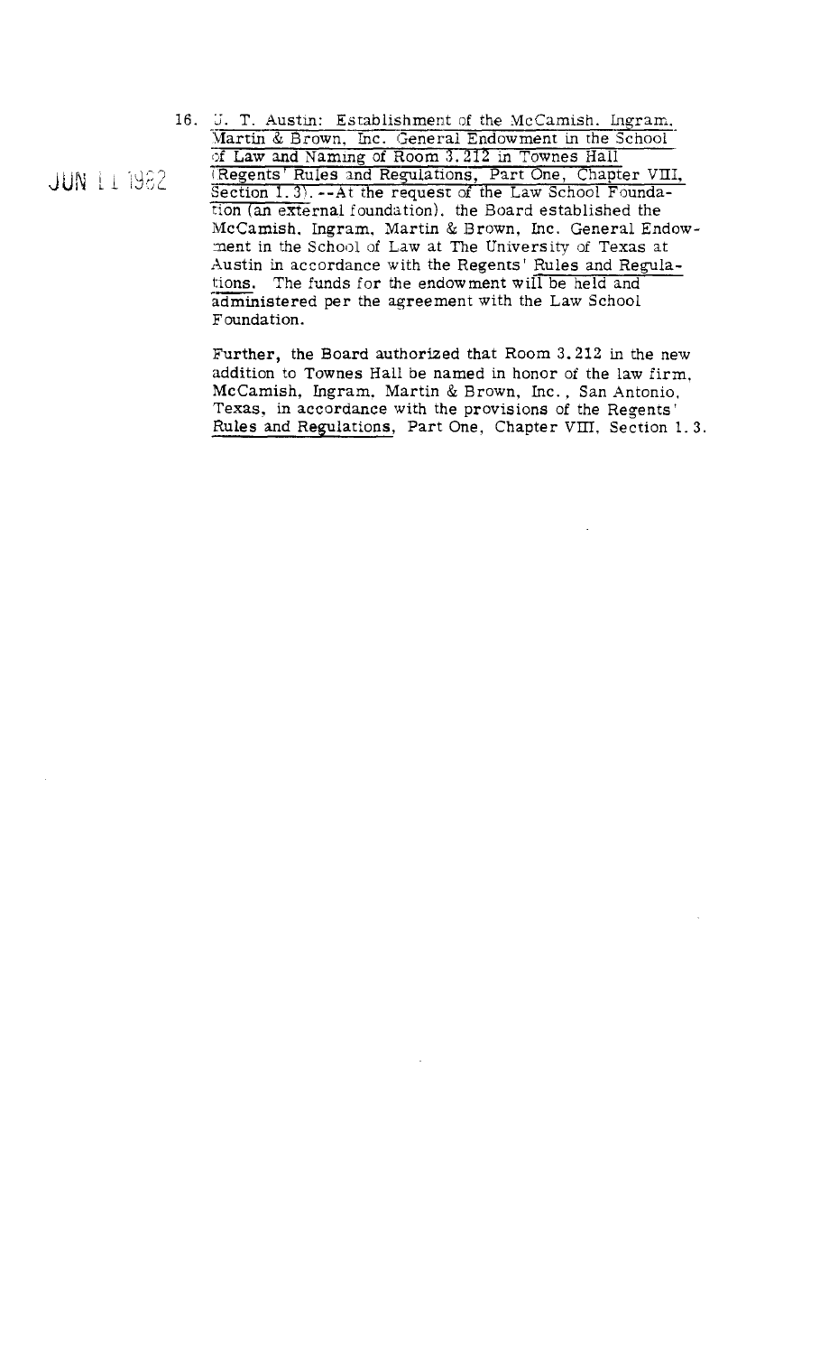JUN 11 1982

16. U. T. Austin: Establishment of the McCamish, Ingram, Martin & Brown, Inc. General Endowment in the School of Law and Naming of Room 3.212 in Townes Hall (Regents' Rules and Regulations, Part One, Chapter VIII, Section 1.3). --At the request of the Law School Foundation (an external foundation), the Board established the McCamish, Ingram, Martin & Brown, Inc. General Endowment in the School of Law at The University of Texas at Austin in accordance with the Regents' Rules and Regulations. The funds for the endowment will be held and administered per the agreement with the Law School Foundation.

    Further, the Board authorized that Room 3.212 in the new addition to Townes Hall be named in honor of the law firm, McCamish, Ingram, Martin & Brown, Inc., San Antonio, Texas, in accordance with the provisions of the Regents' Rules and Regulations, Part One, Chapter VIII, Section 1.3.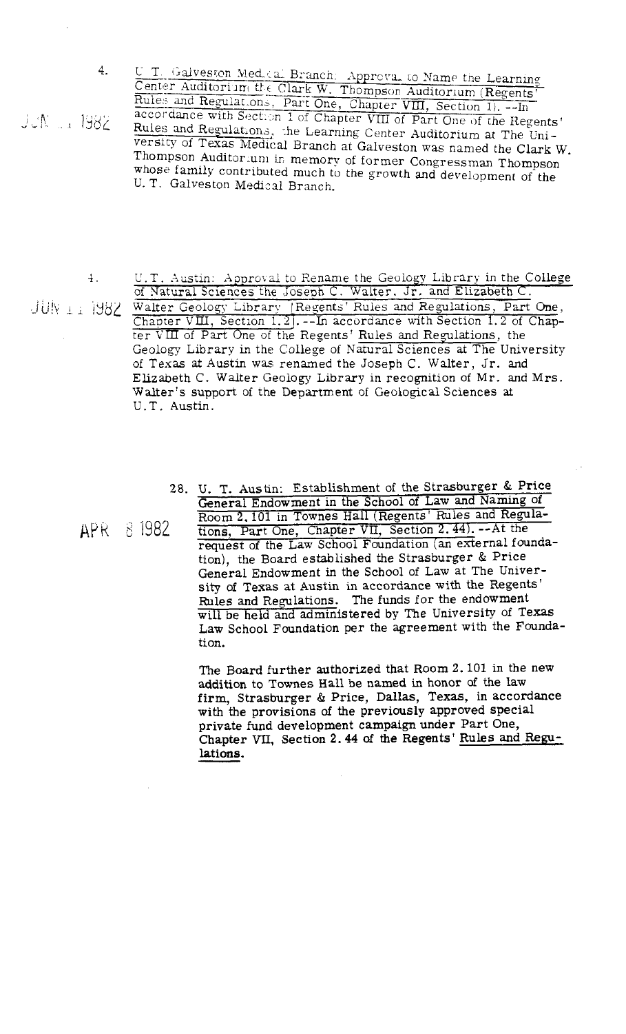4. U. T. Galveston Medical Branch: Approval to Name the Learning Center Auditorium the Clark W. Thompson Auditorium (Regents' Rules and Regulations, Part One, Chapter VIII, Section 1). --In accordance with Section 1 of Chapter VIII of Part One of the Regents' Rules and Regulations, the Learning Center Auditorium at The University of Texas Medical Branch at Galveston was named the Clark W. Thompson Auditorium in memory of former Congressman Thompson whose family contributed much to the growth and development of the U. T. Galveston Medical Branch.

JUN 11 1982

4. U.T. Austin: Approval to Rename the Geology Library in the College of Natural Sciences the Joseph C. Walter, Jr. and Elizabeth C. Walter Geology Library (Regents' Rules and Regulations, Part One, Chapter VIII, Section 1.2). --In accordance with Section 1.2 of Chapter VIII of Part One of the Regents' Rules and Regulations, the Geology Library in the College of Natural Sciences at The University of Texas at Austin was renamed the Joseph C. Walter, Jr. and Elizabeth C. Walter Geology Library in recognition of Mr. and Mrs. Walter's support of the Department of Geological Sciences at U.T. Austin.

JUN 11 1982

28. U. T. Austin: Establishment of the Strasburger & Price General Endowment in the School of Law and Naming of Room 2.101 in Townes Hall (Regents' Rules and Regulations, Part One, Chapter VII, Section 2.44). --At the request of the Law School Foundation (an external foundation), the Board established the Strasburger & Price General Endowment in the School of Law at The University of Texas at Austin in accordance with the Regents' Rules and Regulations. The funds for the endowment will be held and administered by The University of Texas Law School Foundation per the agreement with the Foundation.

APR 8 1982

The Board further authorized that Room 2.101 in the new addition to Townes Hall be named in honor of the law firm, Strasburger & Price, Dallas, Texas, in accordance with the provisions of the previously approved special private fund development campaign under Part One, Chapter VII, Section 2.44 of the Regents' Rules and Regulations.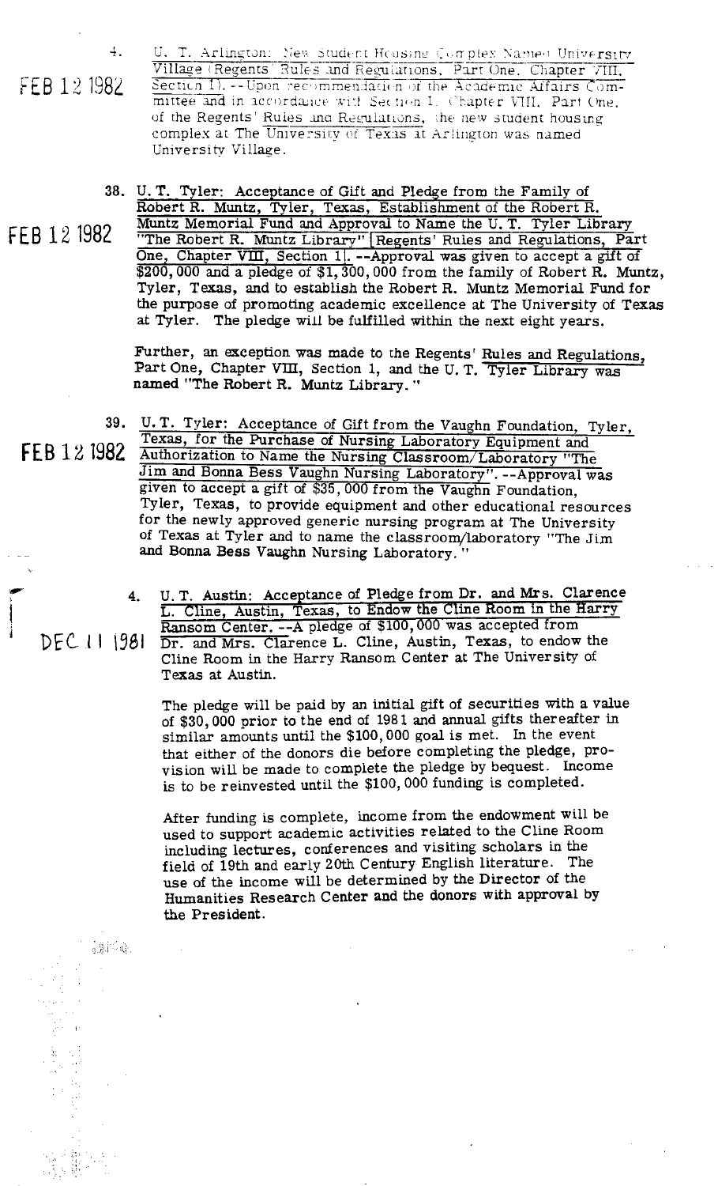FEB 12 1982

4. U. T. Arlington: New Student Housing Complex Named University Village (Regents' Rules and Regulations, Part One, Chapter VIII, Section 1). --Upon recommendation of the Academic Affairs Committee and in accordance with Section 1, Chapter VIII, Part One, of the Regents' Rules and Regulations, the new student housing complex at The University of Texas at Arlington was named University Village.

FEB 12 1982

38. U. T. Tyler: Acceptance of Gift and Pledge from the Family of Robert R. Muntz, Tyler, Texas, Establishment of the Robert R. Muntz Memorial Fund and Approval to Name the U. T. Tyler Library "The Robert R. Muntz Library" [Regents' Rules and Regulations, Part One, Chapter VIII, Section 1]. --Approval was given to accept a gift of $200,000 and a pledge of $1,300,000 from the family of Robert R. Muntz, Tyler, Texas, and to establish the Robert R. Muntz Memorial Fund for the purpose of promoting academic excellence at The University of Texas at Tyler. The pledge will be fulfilled within the next eight years.

Further, an exception was made to the Regents' Rules and Regulations, Part One, Chapter VIII, Section 1, and the U. T. Tyler Library was named "The Robert R. Muntz Library."

FEB 12 1982

39. U. T. Tyler: Acceptance of Gift from the Vaughn Foundation, Tyler, Texas, for the Purchase of Nursing Laboratory Equipment and Authorization to Name the Nursing Classroom/Laboratory "The Jim and Bonna Bess Vaughn Nursing Laboratory". --Approval was given to accept a gift of $35,000 from the Vaughn Foundation, Tyler, Texas, to provide equipment and other educational resources for the newly approved generic nursing program at The University of Texas at Tyler and to name the classroom/laboratory "The Jim and Bonna Bess Vaughn Nursing Laboratory."

DEC 11 1981

4. U. T. Austin: Acceptance of Pledge from Dr. and Mrs. Clarence L. Cline, Austin, Texas, to Endow the Cline Room in the Harry Ransom Center. --A pledge of $100,000 was accepted from Dr. and Mrs. Clarence L. Cline, Austin, Texas, to endow the Cline Room in the Harry Ransom Center at The University of Texas at Austin.

The pledge will be paid by an initial gift of securities with a value of $30,000 prior to the end of 1981 and annual gifts thereafter in similar amounts until the $100,000 goal is met. In the event that either of the donors die before completing the pledge, provision will be made to complete the pledge by bequest. Income is to be reinvested until the $100,000 funding is completed.

After funding is complete, income from the endowment will be used to support academic activities related to the Cline Room including lectures, conferences and visiting scholars in the field of 19th and early 20th Century English literature. The use of the income will be determined by the Director of the Humanities Research Center and the donors with approval by the President.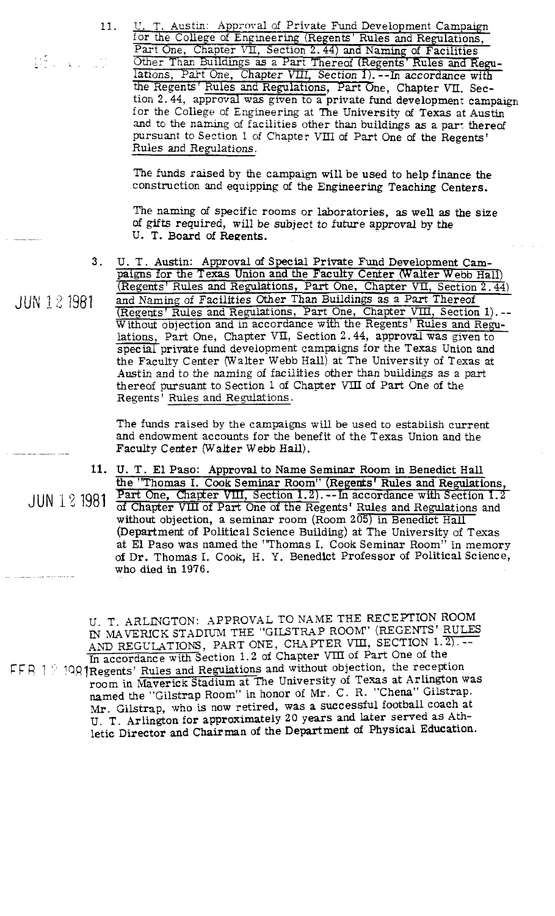11. U. T. Austin: Approval of Private Fund Development Campaign for the College of Engineering (Regents' Rules and Regulations, Part One, Chapter VII, Section 2.44) and Naming of Facilities Other Than Buildings as a Part Thereof (Regents' Rules and Regulations, Part One, Chapter VIII, Section 1).--In accordance with the Regents' Rules and Regulations, Part One, Chapter VII, Section 2.44, approval was given to a private fund development campaign for the College of Engineering at The University of Texas at Austin and to the naming of facilities other than buildings as a part thereof pursuant to Section 1 of Chapter VIII of Part One of the Regents' Rules and Regulations.

    The funds raised by the campaign will be used to help finance the construction and equipping of the Engineering Teaching Centers.

    The naming of specific rooms or laboratories, as well as the size of gifts required, will be subject to future approval by the U. T. Board of Regents.

JUN 12 1981

3. U. T. Austin: Approval of Special Private Fund Development Campaigns for the Texas Union and the Faculty Center (Walter Webb Hall) (Regents' Rules and Regulations, Part One, Chapter VII, Section 2.44) and Naming of Facilities Other Than Buildings as a Part Thereof (Regents' Rules and Regulations, Part One, Chapter VIII, Section 1).--Without objection and in accordance with the Regents' Rules and Regulations, Part One, Chapter VII, Section 2.44, approval was given to special private fund development campaigns for the Texas Union and the Faculty Center (Walter Webb Hall) at The University of Texas at Austin and to the naming of facilities other than buildings as a part thereof pursuant to Section 1 of Chapter VIII of Part One of the Regents' Rules and Regulations.

    The funds raised by the campaigns will be used to establish current and endowment accounts for the benefit of the Texas Union and the Faculty Center (Walter Webb Hall).

JUN 12 1981

11. U. T. El Paso: Approval to Name Seminar Room in Benedict Hall the "Thomas I. Cook Seminar Room" (Regents' Rules and Regulations, Part One, Chapter VIII, Section 1.2).--In accordance with Section 1.2 of Chapter VIII of Part One of the Regents' Rules and Regulations and without objection, a seminar room (Room 205) in Benedict Hall (Department of Political Science Building) at The University of Texas at El Paso was named the "Thomas I. Cook Seminar Room" in memory of Dr. Thomas I. Cook, H. Y. Benedict Professor of Political Science, who died in 1976.

FEB 1? 1981

U. T. ARLINGTON: APPROVAL TO NAME THE RECEPTION ROOM IN MAVERICK STADIUM THE "GILSTRAP ROOM" (REGENTS' RULES AND REGULATIONS, PART ONE, CHAPTER VIII, SECTION 1.2).--In accordance with Section 1.2 of Chapter VIII of Part One of the Regents' Rules and Regulations and without objection, the reception room in Maverick Stadium at The University of Texas at Arlington was named the "Gilstrap Room" in honor of Mr. C. R. "Chena" Gilstrap. Mr. Gilstrap, who is now retired, was a successful football coach at U. T. Arlington for approximately 20 years and later served as Athletic Director and Chairman of the Department of Physical Education.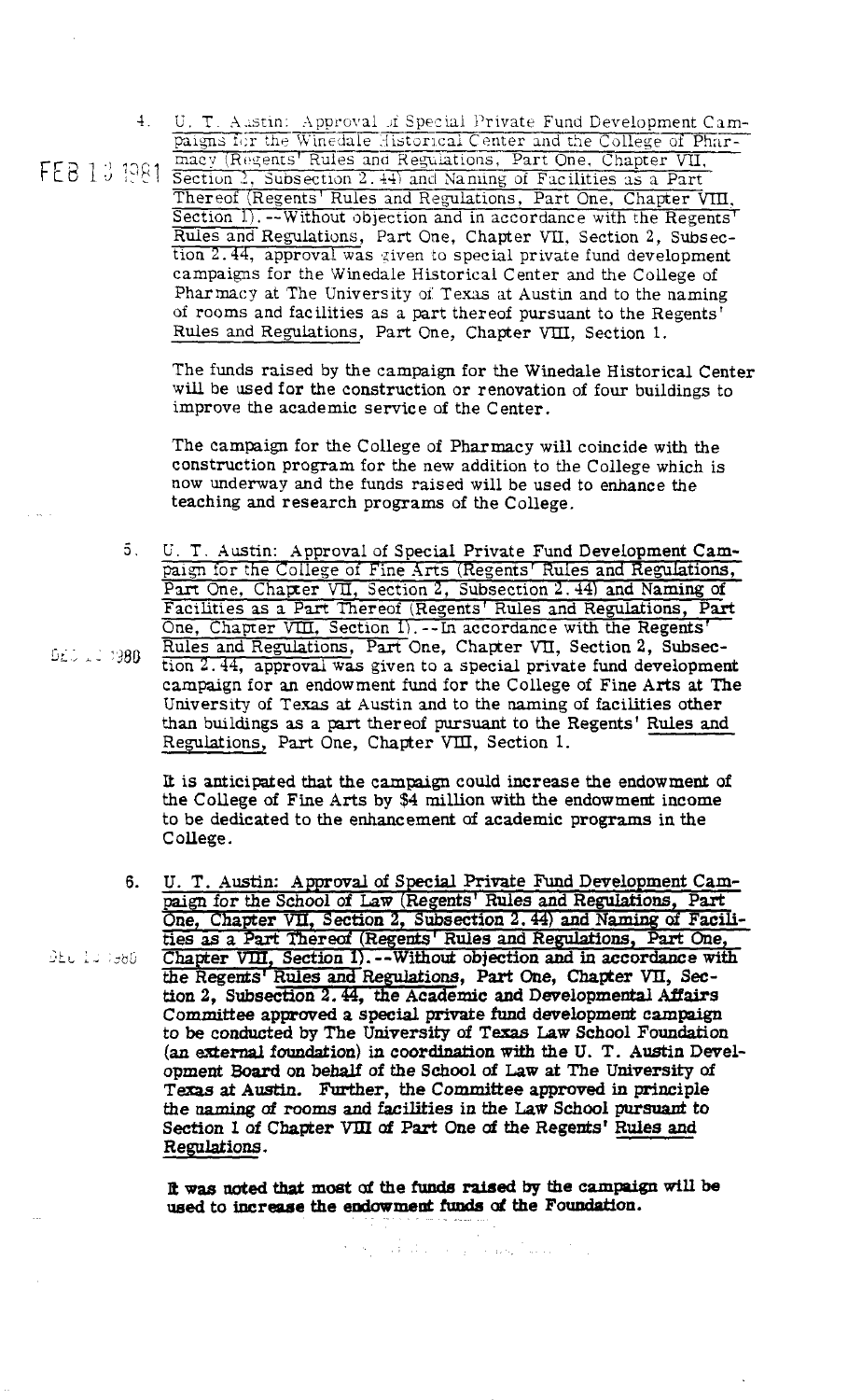FEB 13 1981

4. U. T. Austin: Approval of Special Private Fund Development Campaigns for the Winedale Historical Center and the College of Pharmacy (Regents' Rules and Regulations, Part One, Chapter VII, Section 2, Subsection 2.44) and Naming of Facilities as a Part Thereof (Regents' Rules and Regulations, Part One, Chapter VIII, Section 1). --Without objection and in accordance with the Regents' Rules and Regulations, Part One, Chapter VII, Section 2, Subsection 2.44, approval was given to special private fund development campaigns for the Winedale Historical Center and the College of Pharmacy at The University of Texas at Austin and to the naming of rooms and facilities as a part thereof pursuant to the Regents' Rules and Regulations, Part One, Chapter VIII, Section 1.

   The funds raised by the campaign for the Winedale Historical Center will be used for the construction or renovation of four buildings to improve the academic service of the Center.

   The campaign for the College of Pharmacy will coincide with the construction program for the new addition to the College which is now underway and the funds raised will be used to enhance the teaching and research programs of the College.

DEC 12 1980

5. U. T. Austin: Approval of Special Private Fund Development Campaign for the College of Fine Arts (Regents' Rules and Regulations, Part One, Chapter VII, Section 2, Subsection 2.44) and Naming of Facilities as a Part Thereof (Regents' Rules and Regulations, Part One, Chapter VIII, Section 1). --In accordance with the Regents' Rules and Regulations, Part One, Chapter VII, Section 2, Subsection 2.44, approval was given to a special private fund development campaign for an endowment fund for the College of Fine Arts at The University of Texas at Austin and to the naming of facilities other than buildings as a part thereof pursuant to the Regents' Rules and Regulations, Part One, Chapter VIII, Section 1.

   It is anticipated that the campaign could increase the endowment of the College of Fine Arts by $4 million with the endowment income to be dedicated to the enhancement of academic programs in the College.

DEC 12 1980

6. U. T. Austin: Approval of Special Private Fund Development Campaign for the School of Law (Regents' Rules and Regulations, Part One, Chapter VII, Section 2, Subsection 2.44) and Naming of Facilities as a Part Thereof (Regents' Rules and Regulations, Part One, Chapter VIII, Section 1). --Without objection and in accordance with the Regents' Rules and Regulations, Part One, Chapter VII, Section 2, Subsection 2.44, the Academic and Developmental Affairs Committee approved a special private fund development campaign to be conducted by The University of Texas Law School Foundation (an external foundation) in coordination with the U. T. Austin Development Board on behalf of the School of Law at The University of Texas at Austin. Further, the Committee approved in principle the naming of rooms and facilities in the Law School pursuant to Section 1 of Chapter VIII of Part One of the Regents' Rules and Regulations.

   It was noted that most of the funds raised by the campaign will be used to increase the endowment funds of the Foundation.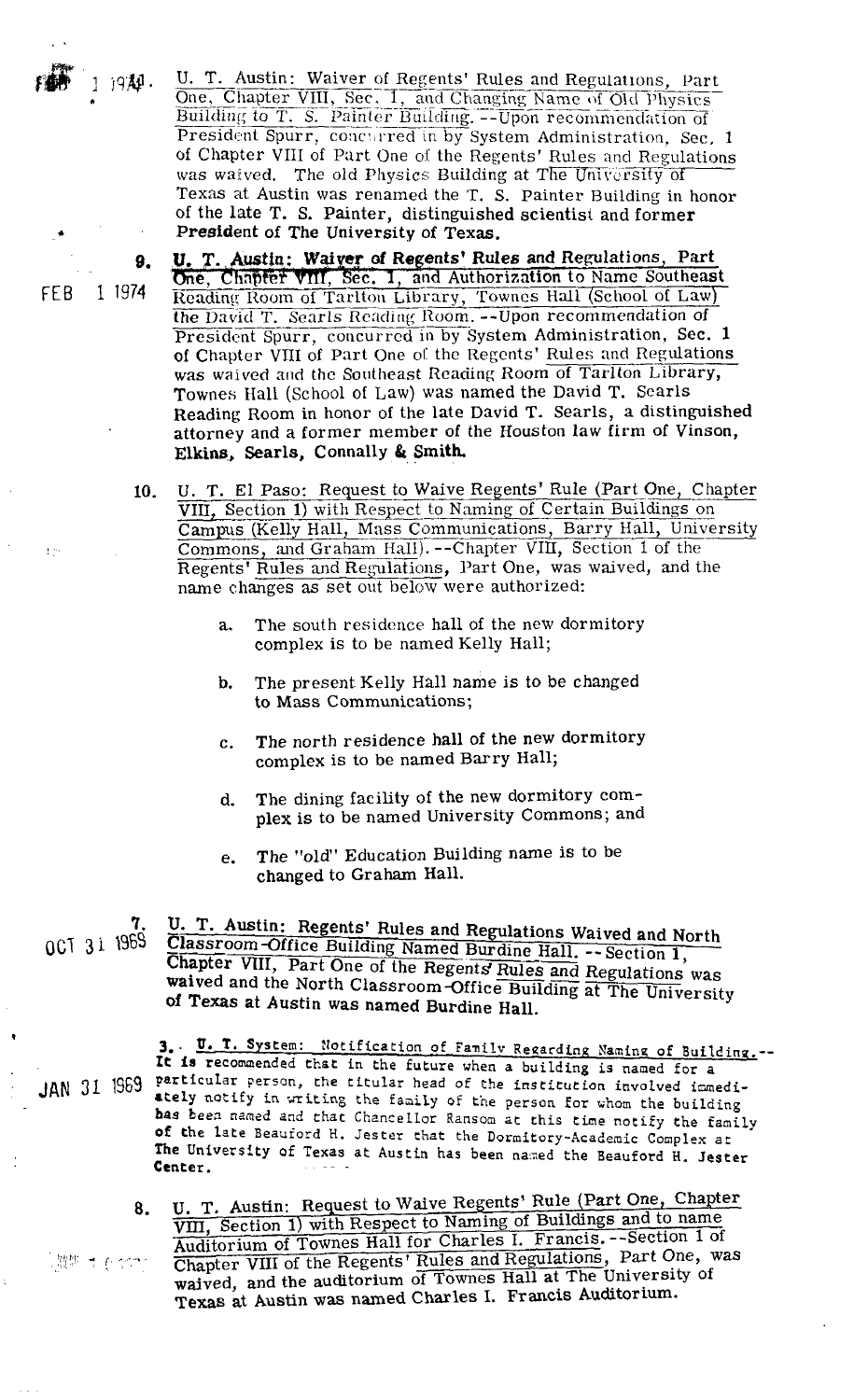1 1970. U. T. Austin: Waiver of Regents' Rules and Regulations, Part One, Chapter VIII, Sec. 1, and Changing Name of Old Physics Building to T. S. Painter Building. --Upon recommendation of President Spurr, concurred in by System Administration, Sec. 1 of Chapter VIII of Part One of the Regents' Rules and Regulations was waived. The old Physics Building at The University of Texas at Austin was renamed the T. S. Painter Building in honor of the late T. S. Painter, distinguished scientist and former President of The University of Texas.

FEB 1 1974

9. **U. T. Austin: Waiver of Regents' Rules and Regulations, Part One, Chapter VIII, Sec. 1, and Authorization to Name Southeast Reading Room of Tarlton Library, Townes Hall (School of Law) the David T. Searls Reading Room.** --Upon recommendation of President Spurr, concurred in by System Administration, Sec. 1 of Chapter VIII of Part One of the Regents' Rules and Regulations was waived and the Southeast Reading Room of Tarlton Library, Townes Hall (School of Law) was named the David T. Searls Reading Room in honor of the late David T. Searls, a distinguished attorney and a former member of the Houston law firm of Vinson, **Elkins, Searls, Connally & Smith.**

10. U. T. El Paso: Request to Waive Regents' Rule (Part One, Chapter VIII, Section 1) with Respect to Naming of Certain Buildings on Campus (Kelly Hall, Mass Communications, Barry Hall, University Commons, and Graham Hall). --Chapter VIII, Section 1 of the Regents' Rules and Regulations, Part One, was waived, and the name changes as set out below were authorized:

   a. The south residence hall of the new dormitory complex is to be named Kelly Hall;

   b. The present Kelly Hall name is to be changed to Mass Communications;

   c. The north residence hall of the new dormitory complex is to be named Barry Hall;

   d. The dining facility of the new dormitory complex is to be named University Commons; and

   e. The "old" Education Building name is to be changed to Graham Hall.

OCT 31 1969

7. U. T. Austin: Regents' Rules and Regulations Waived and North Classroom-Office Building Named Burdine Hall. --Section 1, Chapter VIII, Part One of the Regents' Rules and Regulations was waived and the North Classroom-Office Building at The University of Texas at Austin was named Burdine Hall.

JAN 31 1969

3. **U. T. System:** Notification of Family Regarding Naming of Building.-- It is recommended that in the future when a building is named for a particular person, the titular head of the institution involved immediately notify in writing the family of the person for whom the building has been named and that Chancellor Ransom at this time notify the family of the late Beauford H. Jester that the Dormitory-Academic Complex at The University of Texas at Austin has been named the Beauford H. Jester Center.

8. U. T. Austin: Request to Waive Regents' Rule (Part One, Chapter VIII, Section 1) with Respect to Naming of Buildings and to name Auditorium of Townes Hall for Charles I. Francis. --Section 1 of Chapter VIII of the Regents' Rules and Regulations, Part One, was waived, and the auditorium of Townes Hall at The University of Texas at Austin was named Charles I. Francis Auditorium.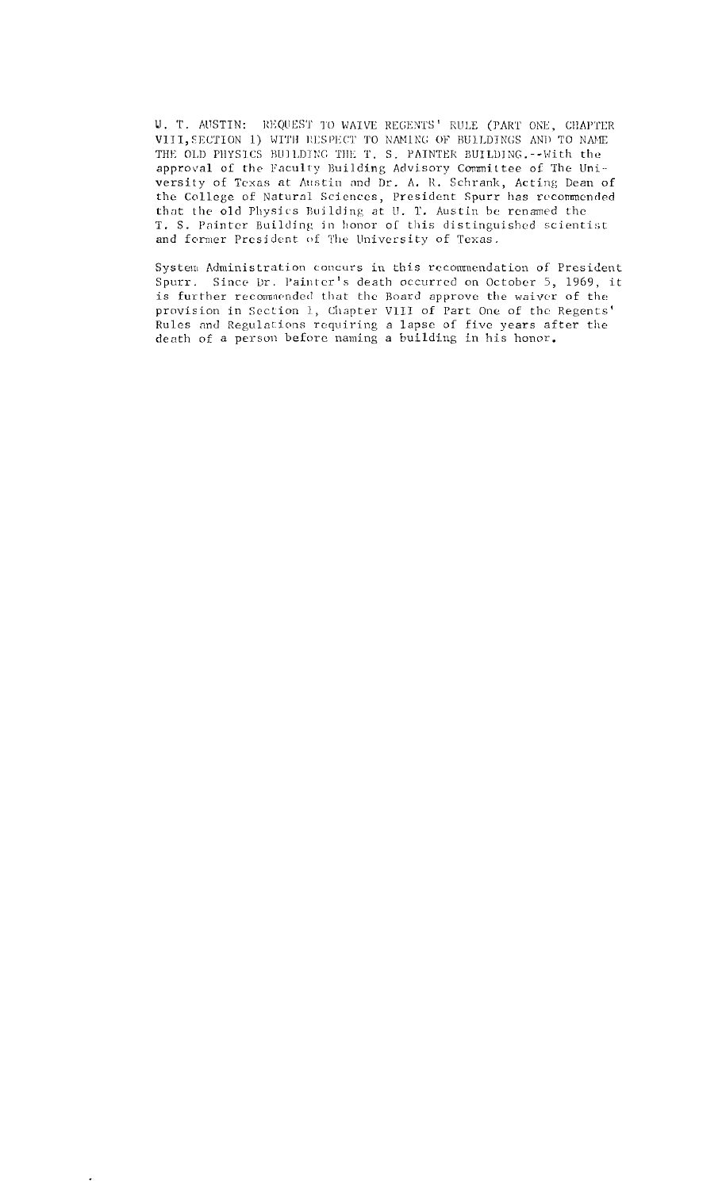U. T. AUSTIN: REQUEST TO WAIVE REGENTS' RULE (PART ONE, CHAPTER VIII, SECTION 1) WITH RESPECT TO NAMING OF BUILDINGS AND TO NAME THE OLD PHYSICS BUILDING THE T. S. PAINTER BUILDING.--With the approval of the Faculty Building Advisory Committee of The University of Texas at Austin and Dr. A. R. Schrank, Acting Dean of the College of Natural Sciences, President Spurr has recommended that the old Physics Building at U. T. Austin be renamed the T. S. Painter Building in honor of this distinguished scientist and former President of The University of Texas.

System Administration concurs in this recommendation of President Spurr. Since Dr. Painter's death occurred on October 5, 1969, it is further recommended that the Board approve the waiver of the provision in Section 1, Chapter VIII of Part One of the Regents' Rules and Regulations requiring a lapse of five years after the death of a person before naming a building in his honor.